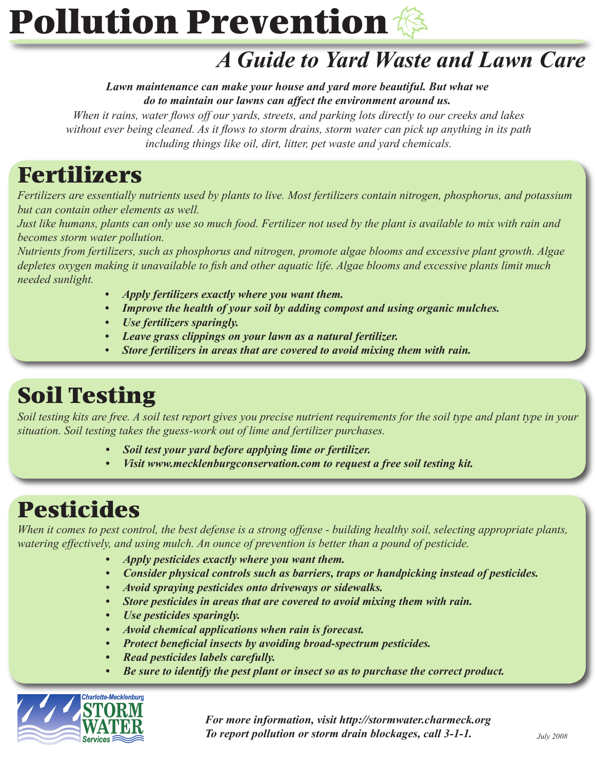# Pollution Prevention

## *A Guide to Yard Waste and Lawn Care*

***Lawn maintenance can make your house and yard more beautiful. But what we do to maintain our lawns can affect the environment around us.***

*When it rains, water flows off our yards, streets, and parking lots directly to our creeks and lakes without ever being cleaned. As it flows to storm drains, storm water can pick up anything in its path including things like oil, dirt, litter, pet waste and yard chemicals.*

## Fertilizers

*Fertilizers are essentially nutrients used by plants to live. Most fertilizers contain nitrogen, phosphorus, and potassium but can contain other elements as well.*

*Just like humans, plants can only use so much food. Fertilizer not used by the plant is available to mix with rain and becomes storm water pollution.*

*Nutrients from fertilizers, such as phosphorus and nitrogen, promote algae blooms and excessive plant growth. Algae depletes oxygen making it unavailable to fish and other aquatic life. Algae blooms and excessive plants limit much needed sunlight.*

- ***Apply fertilizers exactly where you want them.***
- ***Improve the health of your soil by adding compost and using organic mulches.***
- ***Use fertilizers sparingly.***
- ***Leave grass clippings on your lawn as a natural fertilizer.***
- ***Store fertilizers in areas that are covered to avoid mixing them with rain.***

## Soil Testing

*Soil testing kits are free. A soil test report gives you precise nutrient requirements for the soil type and plant type in your situation. Soil testing takes the guess-work out of lime and fertilizer purchases.*

- ***Soil test your yard before applying lime or fertilizer.***
- ***Visit www.mecklenburgconservation.com to request a free soil testing kit.***

## Pesticides

*When it comes to pest control, the best defense is a strong offense - building healthy soil, selecting appropriate plants, watering effectively, and using mulch. An ounce of prevention is better than a pound of pesticide.*

- ***Apply pesticides exactly where you want them.***
- ***Consider physical controls such as barriers, traps or handpicking instead of pesticides.***
- ***Avoid spraying pesticides onto driveways or sidewalks.***
- ***Store pesticides in areas that are covered to avoid mixing them with rain.***
- ***Use pesticides sparingly.***
- ***Avoid chemical applications when rain is forecast.***
- ***Protect beneficial insects by avoiding broad-spectrum pesticides.***
- ***Read pesticides labels carefully.***
- ***Be sure to identify the pest plant or insect so as to purchase the correct product.***

Charlotte-Mecklenburg STORM WATER Services

***For more information, visit http://stormwater.charmeck.org***
***To report pollution or storm drain blockages, call 3-1-1.***

*July 2008*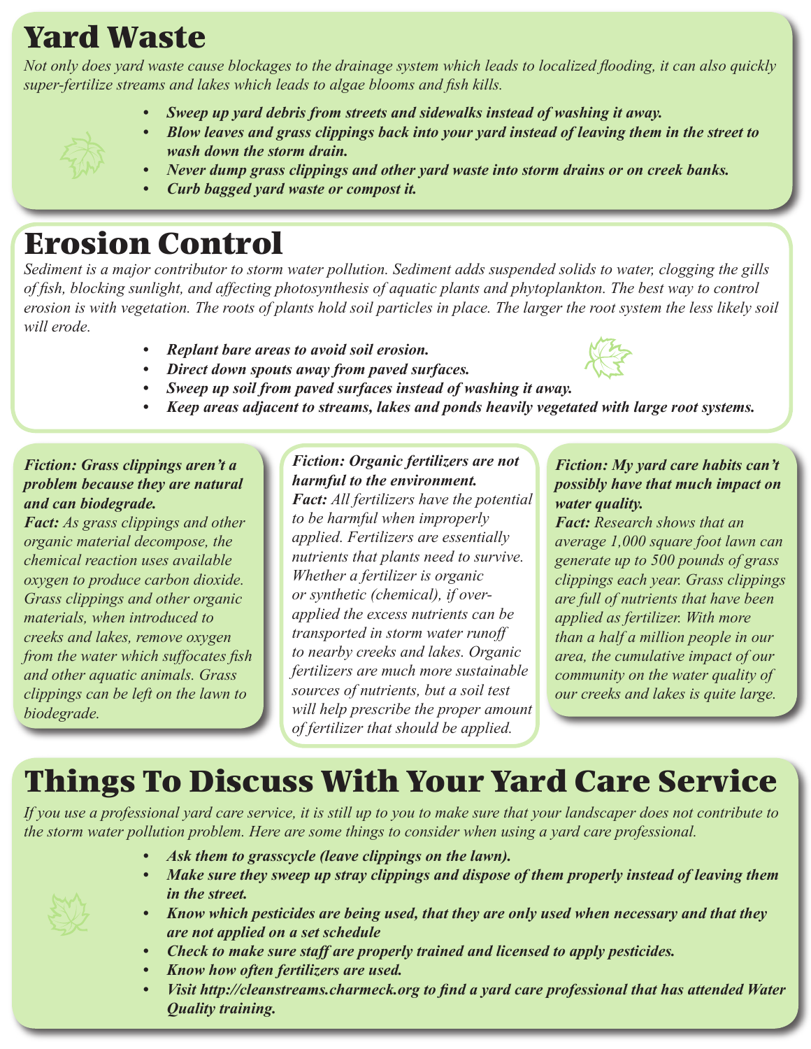# Yard Waste

*Not only does yard waste cause blockages to the drainage system which leads to localized flooding, it can also quickly super-fertilize streams and lakes which leads to algae blooms and fish kills.*

- ***Sweep up yard debris from streets and sidewalks instead of washing it away.***
- ***Blow leaves and grass clippings back into your yard instead of leaving them in the street to wash down the storm drain.***
- ***Never dump grass clippings and other yard waste into storm drains or on creek banks.***
- ***Curb bagged yard waste or compost it.***

# Erosion Control

*Sediment is a major contributor to storm water pollution. Sediment adds suspended solids to water, clogging the gills of fish, blocking sunlight, and affecting photosynthesis of aquatic plants and phytoplankton. The best way to control erosion is with vegetation. The roots of plants hold soil particles in place. The larger the root system the less likely soil will erode.*

- ***Replant bare areas to avoid soil erosion.***
- ***Direct down spouts away from paved surfaces.***
- ***Sweep up soil from paved surfaces instead of washing it away.***
- ***Keep areas adjacent to streams, lakes and ponds heavily vegetated with large root systems.***

***Fiction: Grass clippings aren't a problem because they are natural and can biodegrade.***
***Fact:*** *As grass clippings and other organic material decompose, the chemical reaction uses available oxygen to produce carbon dioxide. Grass clippings and other organic materials, when introduced to creeks and lakes, remove oxygen from the water which suffocates fish and other aquatic animals. Grass clippings can be left on the lawn to biodegrade.*

***Fiction: Organic fertilizers are not harmful to the environment.***
***Fact:*** *All fertilizers have the potential to be harmful when improperly applied. Fertilizers are essentially nutrients that plants need to survive. Whether a fertilizer is organic or synthetic (chemical), if over-applied the excess nutrients can be transported in storm water runoff to nearby creeks and lakes. Organic fertilizers are much more sustainable sources of nutrients, but a soil test will help prescribe the proper amount of fertilizer that should be applied.*

***Fiction: My yard care habits can't possibly have that much impact on water quality.***
***Fact:*** *Research shows that an average 1,000 square foot lawn can generate up to 500 pounds of grass clippings each year. Grass clippings are full of nutrients that have been applied as fertilizer. With more than a half a million people in our area, the cumulative impact of our community on the water quality of our creeks and lakes is quite large.*

# Things To Discuss With Your Yard Care Service

*If you use a professional yard care service, it is still up to you to make sure that your landscaper does not contribute to the storm water pollution problem. Here are some things to consider when using a yard care professional.*

- ***Ask them to grasscycle (leave clippings on the lawn).***
- ***Make sure they sweep up stray clippings and dispose of them properly instead of leaving them in the street.***
- ***Know which pesticides are being used, that they are only used when necessary and that they are not applied on a set schedule***
- ***Check to make sure staff are properly trained and licensed to apply pesticides.***
- ***Know how often fertilizers are used.***
- ***Visit http://cleanstreams.charmeck.org to find a yard care professional that has attended Water Quality training.***